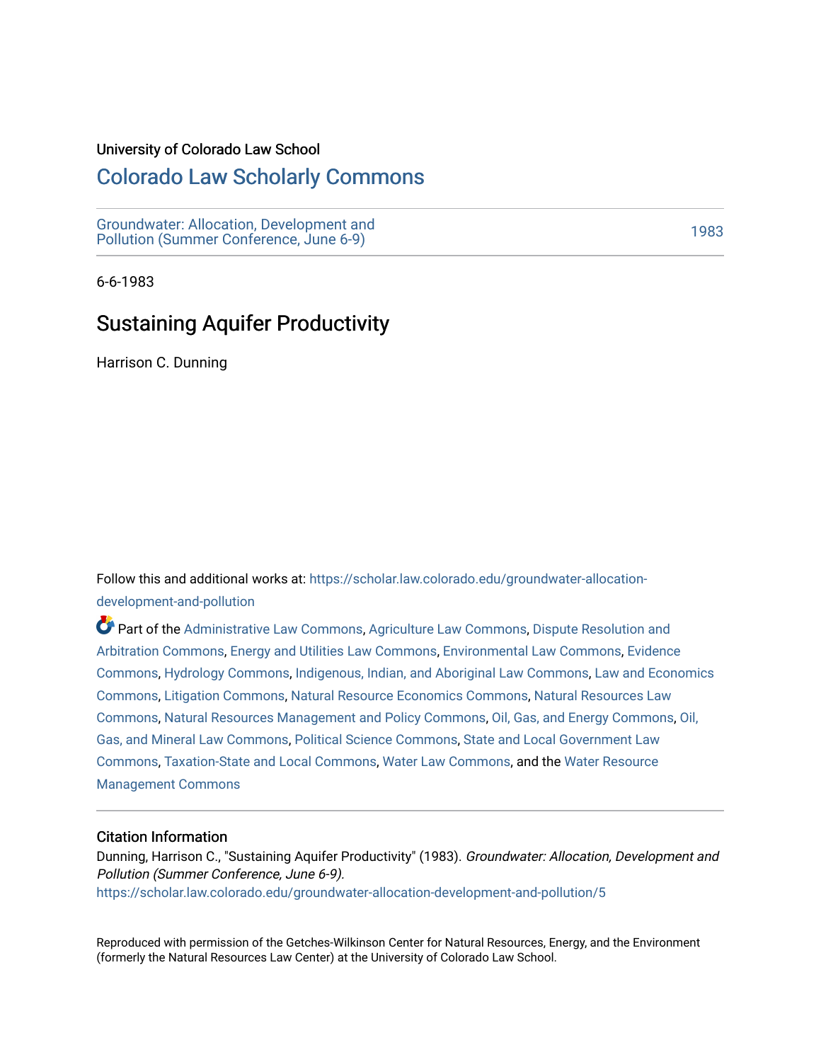University of Colorado Law School

# Colorado Law Scholarly Commons

Groundwater: Allocation, Development and Pollution (Summer Conference, June 6-9)

1983

6-6-1983

## Sustaining Aquifer Productivity

Harrison C. Dunning

Follow this and additional works at: https://scholar.law.colorado.edu/groundwater-allocation-development-and-pollution

Part of the Administrative Law Commons, Agriculture Law Commons, Dispute Resolution and Arbitration Commons, Energy and Utilities Law Commons, Environmental Law Commons, Evidence Commons, Hydrology Commons, Indigenous, Indian, and Aboriginal Law Commons, Law and Economics Commons, Litigation Commons, Natural Resource Economics Commons, Natural Resources Law Commons, Natural Resources Management and Policy Commons, Oil, Gas, and Energy Commons, Oil, Gas, and Mineral Law Commons, Political Science Commons, State and Local Government Law Commons, Taxation-State and Local Commons, Water Law Commons, and the Water Resource Management Commons

### Citation Information

Dunning, Harrison C., "Sustaining Aquifer Productivity" (1983). *Groundwater: Allocation, Development and Pollution (Summer Conference, June 6-9).*
https://scholar.law.colorado.edu/groundwater-allocation-development-and-pollution/5

Reproduced with permission of the Getches-Wilkinson Center for Natural Resources, Energy, and the Environment (formerly the Natural Resources Law Center) at the University of Colorado Law School.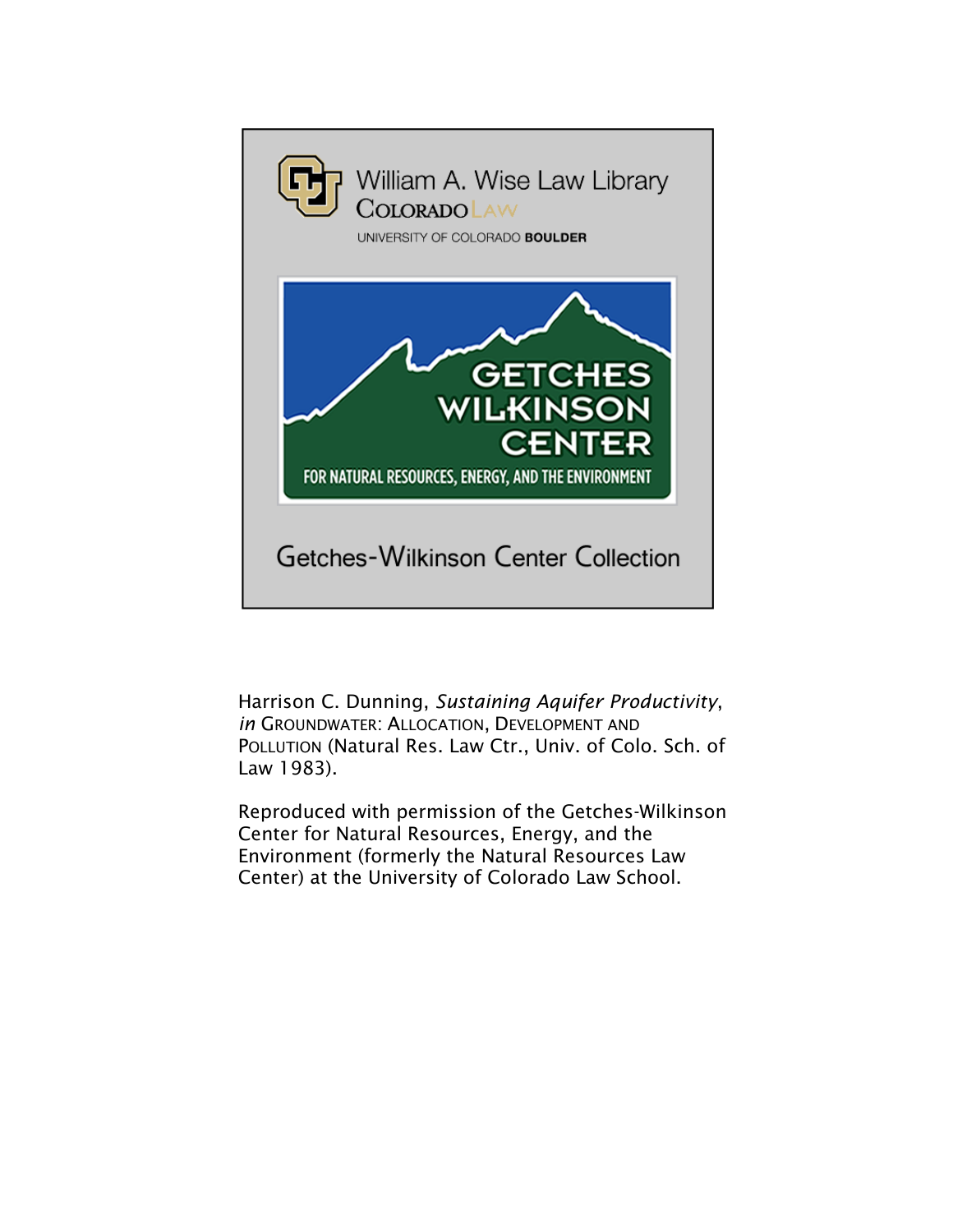William A. Wise Law Library
COLORADO LAW
UNIVERSITY OF COLORADO **BOULDER**

GETCHES WILKINSON CENTER
FOR NATURAL RESOURCES, ENERGY, AND THE ENVIRONMENT

Getches-Wilkinson Center Collection

Harrison C. Dunning, *Sustaining Aquifer Productivity*, *in* GROUNDWATER: ALLOCATION, DEVELOPMENT AND POLLUTION (Natural Res. Law Ctr., Univ. of Colo. Sch. of Law 1983).

Reproduced with permission of the Getches-Wilkinson Center for Natural Resources, Energy, and the Environment (formerly the Natural Resources Law Center) at the University of Colorado Law School.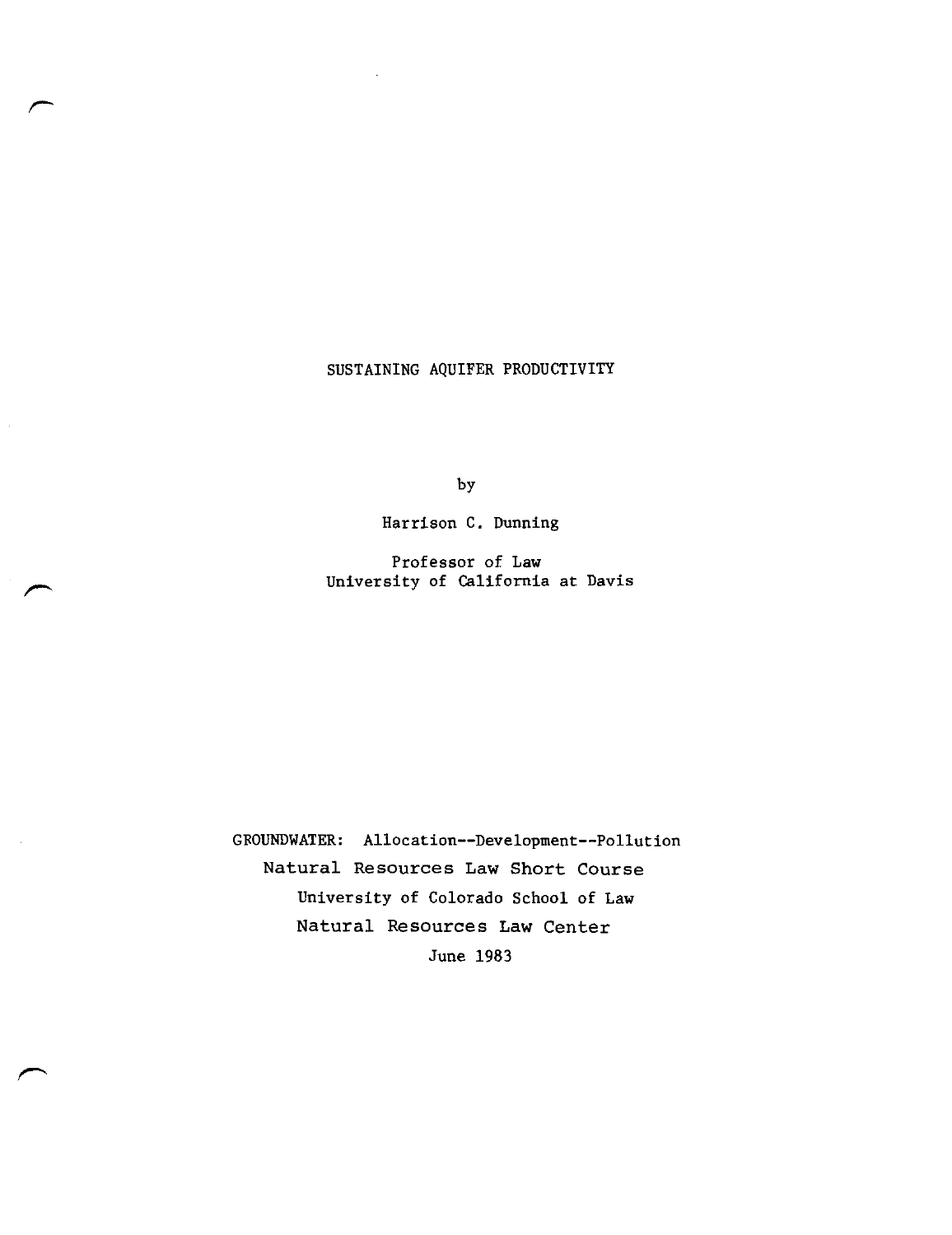# SUSTAINING AQUIFER PRODUCTIVITY

by

Harrison C. Dunning

Professor of Law
University of California at Davis

GROUNDWATER: Allocation--Development--Pollution
Natural Resources Law Short Course
University of Colorado School of Law
Natural Resources Law Center
June 1983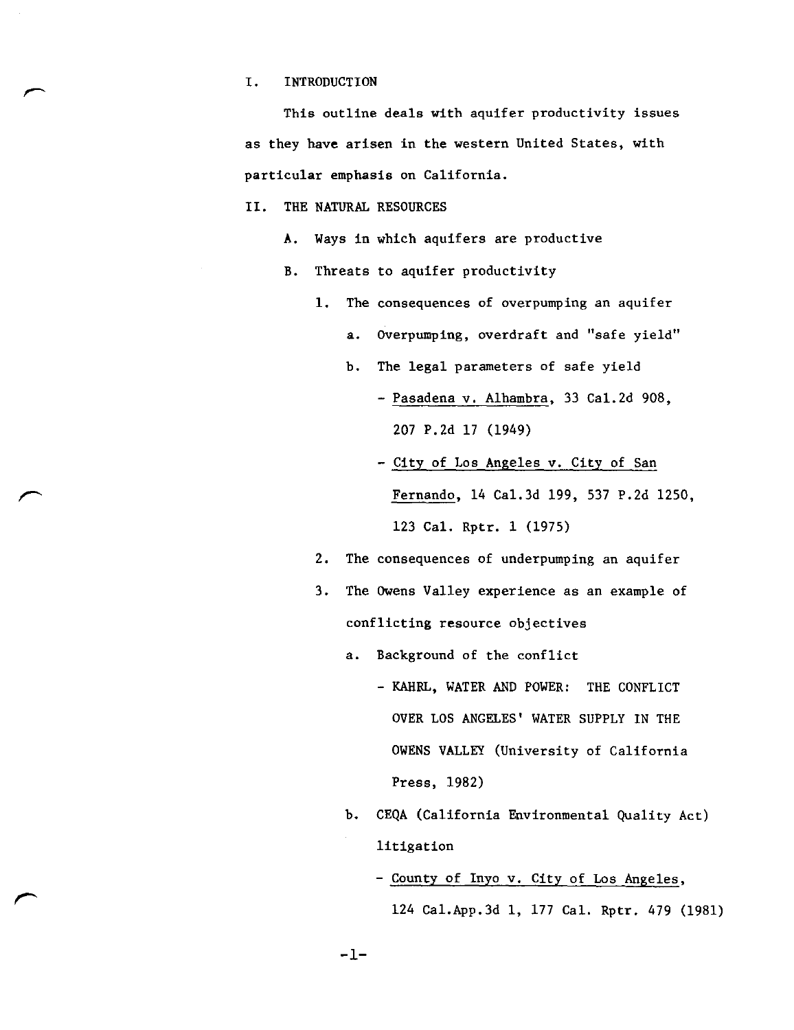## I. INTRODUCTION

This outline deals with aquifer productivity issues as they have arisen in the western United States, with particular emphasis on California.

## II. THE NATURAL RESOURCES

- A. Ways in which aquifers are productive
- B. Threats to aquifer productivity
  1. The consequences of overpumping an aquifer
     - a. Overpumping, overdraft and "safe yield"
     - b. The legal parameters of safe yield
       - <u>Pasadena v. Alhambra</u>, 33 Cal.2d 908, 207 P.2d 17 (1949)
       - <u>City of Los Angeles v. City of San Fernando</u>, 14 Cal.3d 199, 537 P.2d 1250, 123 Cal. Rptr. 1 (1975)
  2. The consequences of underpumping an aquifer
  3. The Owens Valley experience as an example of conflicting resource objectives
     - a. Background of the conflict
       - KAHRL, WATER AND POWER: THE CONFLICT OVER LOS ANGELES' WATER SUPPLY IN THE OWENS VALLEY (University of California Press, 1982)
     - b. CEQA (California Environmental Quality Act) litigation
       - <u>County of Inyo v. City of Los Angeles</u>, 124 Cal.App.3d 1, 177 Cal. Rptr. 479 (1981)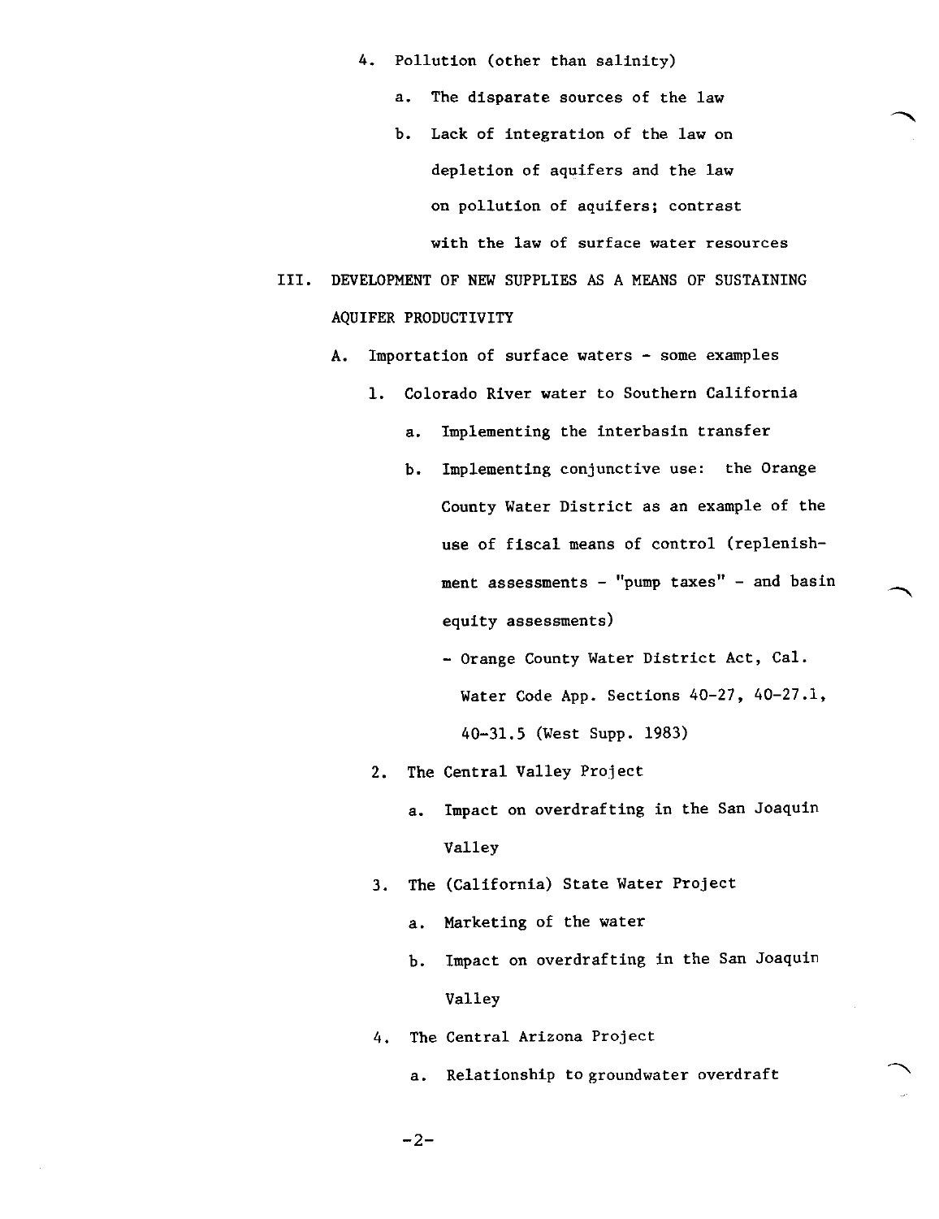4. Pollution (other than salinity)

    a. The disparate sources of the law

    b. Lack of integration of the law on depletion of aquifers and the law on pollution of aquifers; contrast with the law of surface water resources

III. DEVELOPMENT OF NEW SUPPLIES AS A MEANS OF SUSTAINING AQUIFER PRODUCTIVITY

  A. Importation of surface waters - some examples

    1. Colorado River water to Southern California

        a. Implementing the interbasin transfer

        b. Implementing conjunctive use: the Orange County Water District as an example of the use of fiscal means of control (replenishment assessments - "pump taxes" - and basin equity assessments)

            - Orange County Water District Act, Cal. Water Code App. Sections 40-27, 40-27.1, 40-31.5 (West Supp. 1983)

    2. The Central Valley Project

        a. Impact on overdrafting in the San Joaquin Valley

    3. The (California) State Water Project

        a. Marketing of the water

        b. Impact on overdrafting in the San Joaquin Valley

    4. The Central Arizona Project

        a. Relationship to groundwater overdraft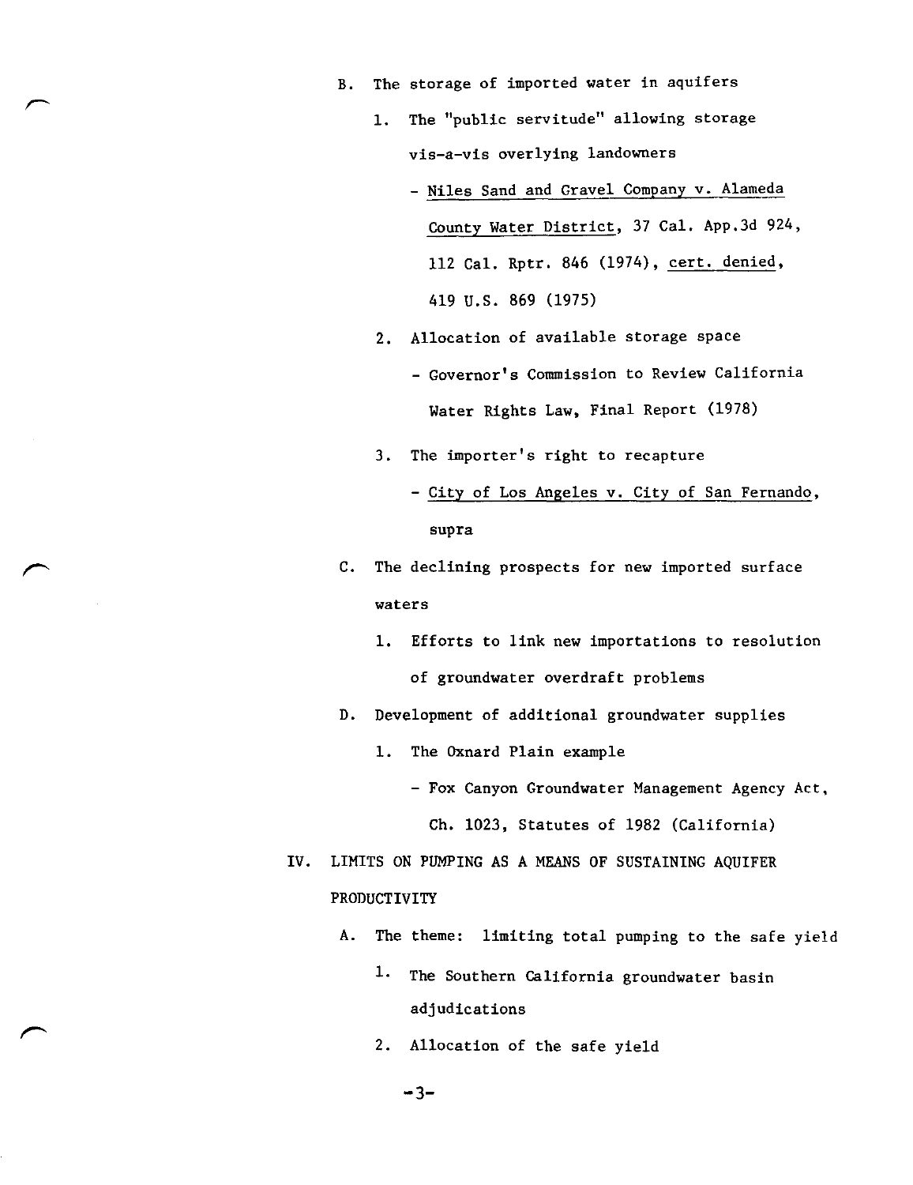B. The storage of imported water in aquifers

   1. The "public servitude" allowing storage vis-a-vis overlying landowners

      - Niles Sand and Gravel Company v. Alameda County Water District, 37 Cal. App.3d 924, 112 Cal. Rptr. 846 (1974), cert. denied, 419 U.S. 869 (1975)

   2. Allocation of available storage space

      - Governor's Commission to Review California Water Rights Law, Final Report (1978)

   3. The importer's right to recapture

      - City of Los Angeles v. City of San Fernando, supra

C. The declining prospects for new imported surface waters

   1. Efforts to link new importations to resolution of groundwater overdraft problems

D. Development of additional groundwater supplies

   1. The Oxnard Plain example

      - Fox Canyon Groundwater Management Agency Act, Ch. 1023, Statutes of 1982 (California)

IV. LIMITS ON PUMPING AS A MEANS OF SUSTAINING AQUIFER PRODUCTIVITY

A. The theme: limiting total pumping to the safe yield

   1. The Southern California groundwater basin adjudications

   2. Allocation of the safe yield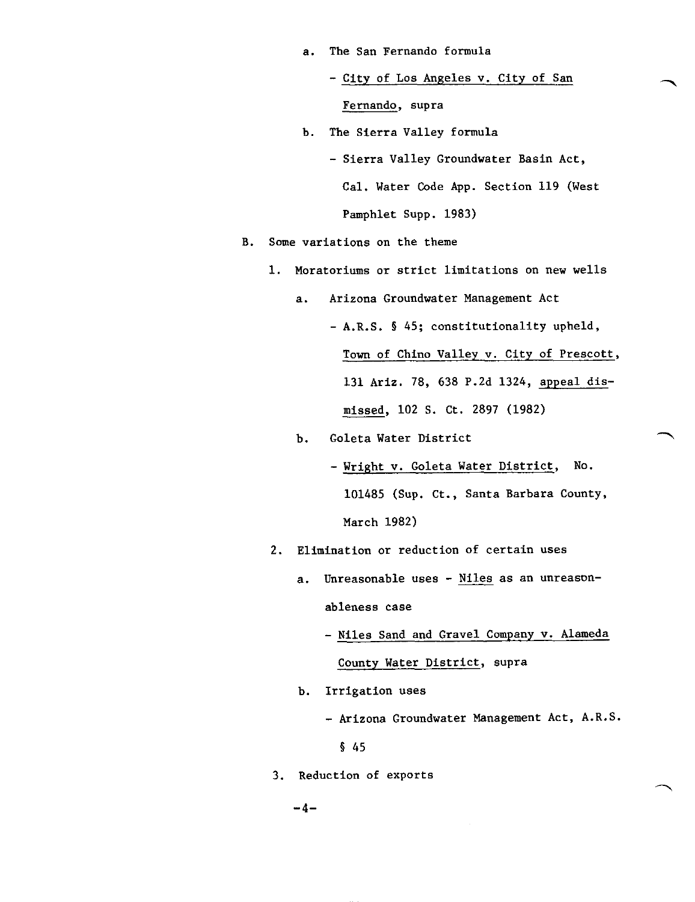a. The San Fernando formula

   - City of Los Angeles v. City of San Fernando, supra

b. The Sierra Valley formula

   - Sierra Valley Groundwater Basin Act, Cal. Water Code App. Section 119 (West Pamphlet Supp. 1983)

B. Some variations on the theme

   1. Moratoriums or strict limitations on new wells

      a. Arizona Groundwater Management Act

         - A.R.S. § 45; constitutionality upheld, Town of Chino Valley v. City of Prescott, 131 Ariz. 78, 638 P.2d 1324, appeal dismissed, 102 S. Ct. 2897 (1982)

      b. Goleta Water District

         - Wright v. Goleta Water District, No. 101485 (Sup. Ct., Santa Barbara County, March 1982)

   2. Elimination or reduction of certain uses

      a. Unreasonable uses - Niles as an unreasonableness case

         - Niles Sand and Gravel Company v. Alameda County Water District, supra

      b. Irrigation uses

         - Arizona Groundwater Management Act, A.R.S. § 45

   3. Reduction of exports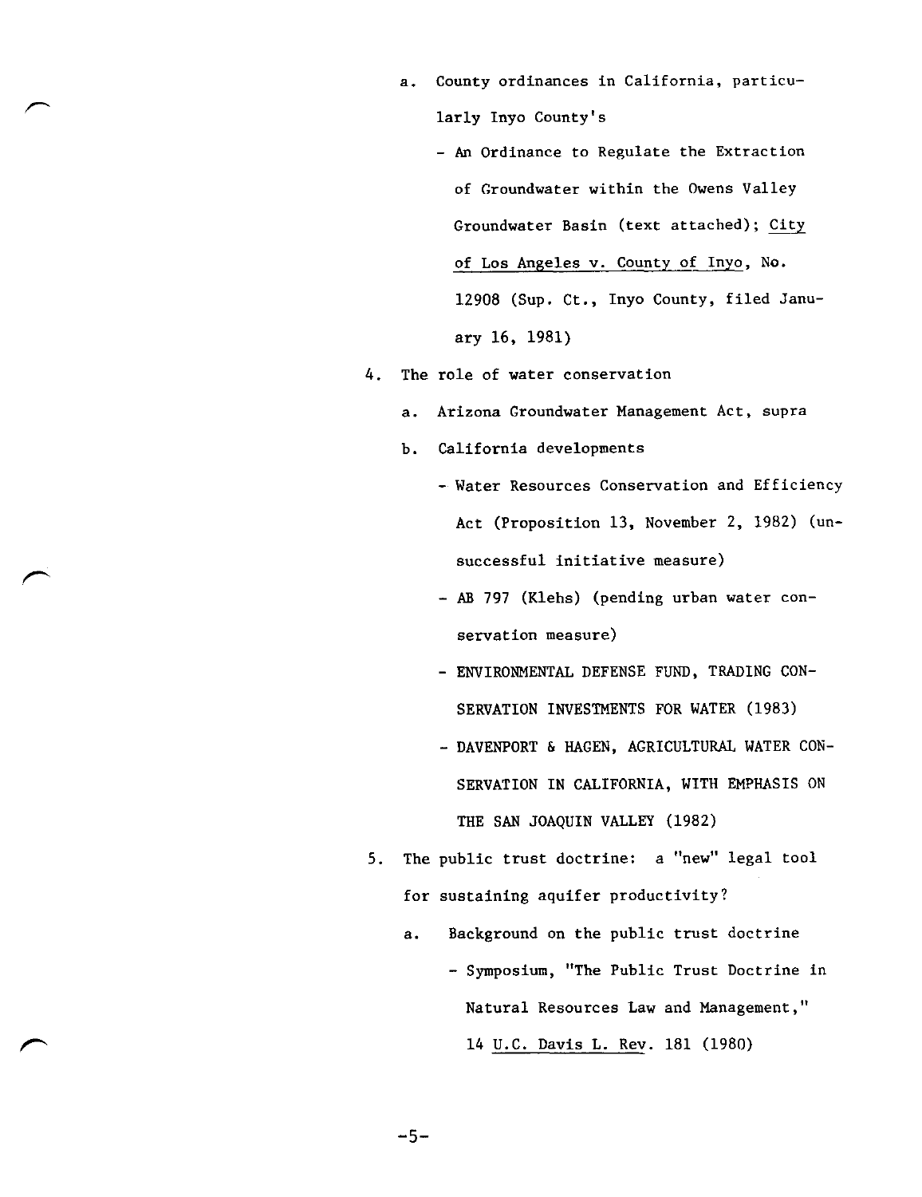- a. County ordinances in California, particularly Inyo County's
  - An Ordinance to Regulate the Extraction of Groundwater within the Owens Valley Groundwater Basin (text attached); <u>City of Los Angeles v. County of Inyo</u>, No. 12908 (Sup. Ct., Inyo County, filed January 16, 1981)

4. The role of water conservation
   - a. Arizona Groundwater Management Act, supra
   - b. California developments
     - Water Resources Conservation and Efficiency Act (Proposition 13, November 2, 1982) (unsuccessful initiative measure)
     - AB 797 (Klehs) (pending urban water conservation measure)
     - ENVIRONMENTAL DEFENSE FUND, TRADING CONSERVATION INVESTMENTS FOR WATER (1983)
     - DAVENPORT & HAGEN, AGRICULTURAL WATER CONSERVATION IN CALIFORNIA, WITH EMPHASIS ON THE SAN JOAQUIN VALLEY (1982)

5. The public trust doctrine: a "new" legal tool for sustaining aquifer productivity?
   - a. Background on the public trust doctrine
     - Symposium, "The Public Trust Doctrine in Natural Resources Law and Management," 14 <u>U.C. Davis L. Rev</u>. 181 (1980)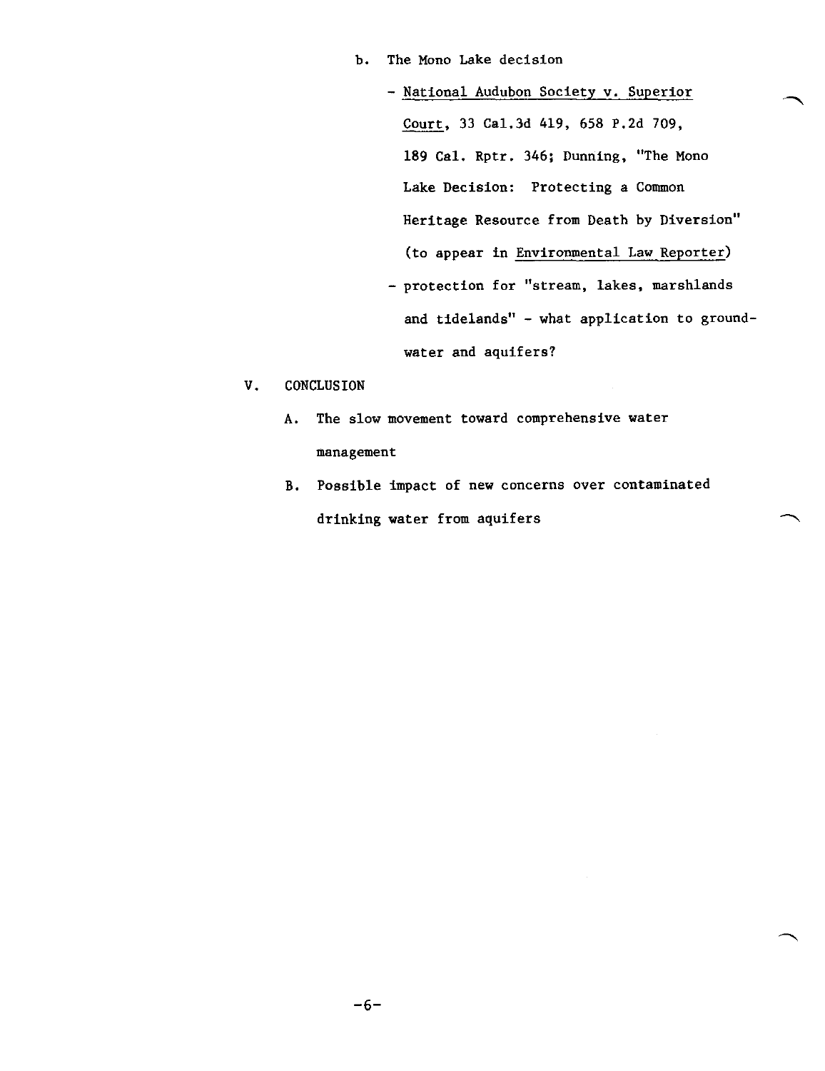b. The Mono Lake decision

   - National Audubon Society v. Superior Court, 33 Cal.3d 419, 658 P.2d 709, 189 Cal. Rptr. 346; Dunning, "The Mono Lake Decision: Protecting a Common Heritage Resource from Death by Diversion" (to appear in Environmental Law Reporter)
   - protection for "stream, lakes, marshlands and tidelands" - what application to groundwater and aquifers?

V. CONCLUSION

   A. The slow movement toward comprehensive water management

   B. Possible impact of new concerns over contaminated drinking water from aquifers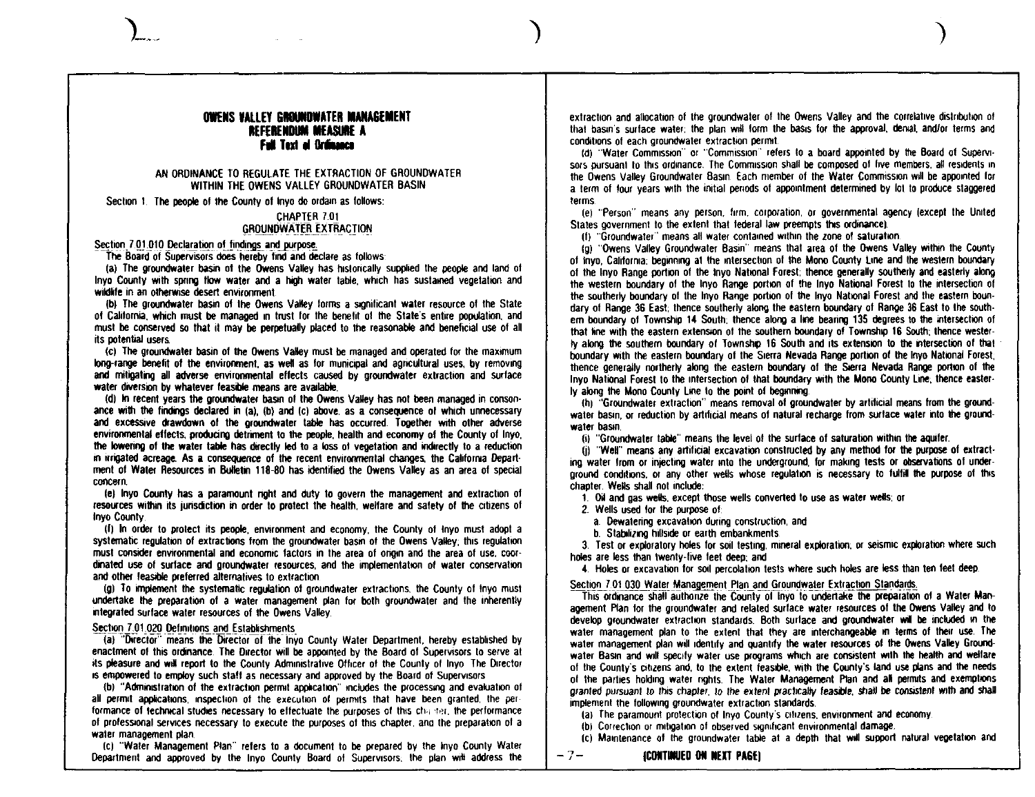# OWENS VALLEY GROUNDWATER MANAGEMENT REFERENDUM MEASURE A

## Full Text of Ordinance

AN ORDINANCE TO REGULATE THE EXTRACTION OF GROUNDWATER WITHIN THE OWENS VALLEY GROUNDWATER BASIN

Section 1. The people of the County of Inyo do ordain as follows:

### CHAPTER 7.01
### GROUNDWATER EXTRACTION

Section 7.01.010 Declaration of findings and purpose.

The Board of Supervisors does hereby find and declare as follows:

(a) The groundwater basin of the Owens Valley has historically supplied the people and land of Inyo County with spring flow water and a high water table, which has sustained vegetation and wildlife in an otherwise desert environment.

(b) The groundwater basin of the Owens Valley forms a significant water resource of the State of California, which must be managed in trust for the benefit of the State's entire population, and must be conserved so that it may be perpetually placed to the reasonable and beneficial use of all its potential users.

(c) The groundwater basin of the Owens Valley must be managed and operated for the maximum long-range benefit of the environment, as well as for municipal and agricultural uses, by removing and mitigating all adverse environmental effects caused by groundwater extraction and surface water diversion by whatever feasible means are available.

(d) In recent years the groundwater basin of the Owens Valley has not been managed in consonance with the findings declared in (a), (b) and (c) above, as a consequence of which unnecessary and excessive drawdown of the groundwater table has occurred. Together with other adverse environmental effects, producing detriment to the people, health and economy of the County of Inyo, the lowering of the water table has directly led to a loss of vegetation and indirectly to a reduction in irrigated acreage. As a consequence of the recent environmental changes, the California Department of Water Resources in Bulletin 118-80 has identified the Owens Valley as an area of special concern.

(e) Inyo County has a paramount right and duty to govern the management and extraction of resources within its jurisdiction in order to protect the health, welfare and safety of the citizens of Inyo County.

(f) In order to protect its people, environment and economy, the County of Inyo must adopt a systematic regulation of extractions from the groundwater basin of the Owens Valley; this regulation must consider environmental and economic factors in the area of origin and the area of use, coordinated use of surface and groundwater resources, and the implementation of water conservation and other feasible preferred alternatives to extraction.

(g) To implement the systematic regulation of groundwater extractions, the County of Inyo must undertake the preparation of a water management plan for both groundwater and the inherently integrated surface water resources of the Owens Valley.

Section 7.01.020 Definitions and Establishments.

(a) "Director" means the Director of the Inyo County Water Department, hereby established by enactment of this ordinance. The Director will be appointed by the Board of Supervisors to serve at its pleasure and will report to the County Administrative Officer of the County of Inyo. The Director is empowered to employ such staff as necessary and approved by the Board of Supervisors.

(b) "Administration of the extraction permit application" includes the processing and evaluation of all permit applications, inspection of the execution of permits that have been granted, the performance of technical studies necessary to effectuate the purposes of this chapter, the performance of professional services necessary to execute the purposes of this chapter, and the preparation of a water management plan.

(c) "Water Management Plan" refers to a document to be prepared by the Inyo County Water Department and approved by the Inyo County Board of Supervisors; the plan will address the extraction and allocation of the groundwater of the Owens Valley and the correlative distribution of that basin's surface water; the plan will form the basis for the approval, denial, and/or terms and conditions of each groundwater extraction permit.

(d) "Water Commission" or "Commission" refers to a board appointed by the Board of Supervisors pursuant to this ordinance. The Commission shall be composed of five members, all residents in the Owens Valley Groundwater Basin. Each member of the Water Commission will be appointed for a term of four years with the initial periods of appointment determined by lot to produce staggered terms.

(e) "Person" means any person, firm, corporation, or governmental agency (except the United States government to the extent that federal law preempts this ordinance).

(f) "Groundwater" means all water contained within the zone of saturation.

(g) "Owens Valley Groundwater Basin" means that area of the Owens Valley within the County of Inyo, California; beginning at the intersection of the Mono County Line and the western boundary of the Inyo Range portion of the Inyo National Forest; thence generally southerly and easterly along the western boundary of the Inyo Range portion of the Inyo National Forest to the intersection of the southerly boundary of the Inyo Range portion of the Inyo National Forest and the eastern boundary of Range 36 East; thence southerly along the eastern boundary of Range 36 East to the southern boundary of Township 14 South; thence along a line bearing 135 degrees to the intersection of that line with the eastern extension of the southern boundary of Township 16 South; thence westerly along the southern boundary of Township 16 South and its extension to the intersection of that boundary with the eastern boundary of the Sierra Nevada Range portion of the Inyo National Forest, thence generally northerly along the eastern boundary of the Sierra Nevada Range portion of the Inyo National Forest to the intersection of that boundary with the Mono County Line; thence easterly along the Mono County Line to the point of beginning.

(h) "Groundwater extraction" means removal of groundwater by artificial means from the groundwater basin, or reduction by artificial means of natural recharge from surface water into the groundwater basin.

(i) "Groundwater table" means the level of the surface of saturation within the aquifer.

(j) "Well" means any artificial excavation constructed by any method for the purpose of extracting water from or injecting water into the underground, for making tests or observations of underground conditions, or any other wells whose regulation is necessary to fulfill the purpose of this chapter. Wells shall not include:

1. Oil and gas wells, except those wells converted to use as water wells; or
2. Wells used for the purpose of:
   a. Dewatering excavation during construction, and
   b. Stabilizing hillside or earth embankments.
3. Test or exploratory holes for soil testing, mineral exploration, or seismic exploration where such holes are less than twenty-five feet deep; and
4. Holes or excavation for soil percolation tests where such holes are less than ten feet deep.

Section 7.01.030 Water Management Plan and Groundwater Extraction Standards.

This ordinance shall authorize the County of Inyo to undertake the preparation of a Water Management Plan for the groundwater and related surface water resources of the Owens Valley and to develop groundwater extraction standards. Both surface and groundwater will be included in the water management plan to the extent that they are interchangeable in terms of their use. The water management plan will identify and quantify the water resources of the Owens Valley Groundwater Basin and will specify water use programs which are consistent with the health and welfare of the County's citizens and, to the extent feasible, with the County's land use plans and the needs of the parties holding water rights. The Water Management Plan and all permits and exemptions *granted pursuant to this chapter, to the extent practically feasible,* shall be consistent with and shall implement the following groundwater extraction standards.

(a) The paramount protection of Inyo County's citizens, environment and economy.

(b) Correction or mitigation of observed significant environmental damage.

(c) Maintenance of the groundwater table at a depth that will support natural vegetation and

**(CONTINUED ON NEXT PAGE)**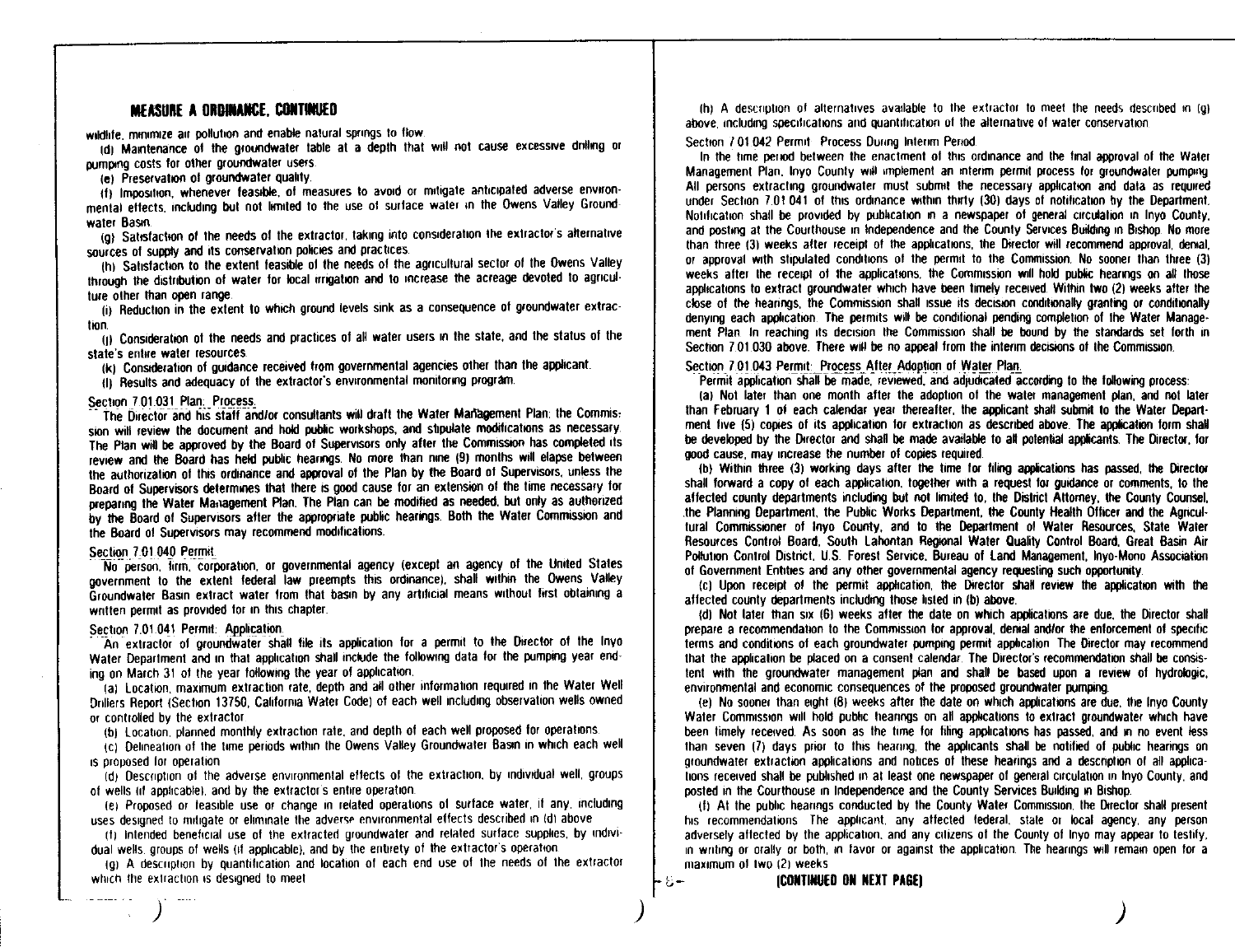## MEASURE A ORDINANCE, CONTINUED

wildlife, minimize air pollution and enable natural springs to flow.

(d) Maintenance of the groundwater table at a depth that will not cause excessive drilling or pumping costs for other groundwater users.

(e) Preservation of groundwater quality.

(f) Imposition, whenever feasible, of measures to avoid or mitigate anticipated adverse environmental effects, including but not limited to the use of surface water in the Owens Valley Groundwater Basin.

(g) Satisfaction of the needs of the extractor, taking into consideration the extractor's alternative sources of supply and its conservation policies and practices.

(h) Satisfaction to the extent feasible of the needs of the agricultural sector of the Owens Valley through the distribution of water for local irrigation and to increase the acreage devoted to agriculture other than open range.

(i) Reduction in the extent to which ground levels sink as a consequence of groundwater extraction.

(j) Consideration of the needs and practices of all water users in the state, and the status of the state's entire water resources.

(k) Consideration of guidance received from governmental agencies other than the applicant.

(l) Results and adequacy of the extractor's environmental monitoring program.

Section 7.01.031 Plan: Process.

The Director and his staff and/or consultants will draft the Water Management Plan; the Commission will review the document and hold public workshops, and stipulate modifications as necessary. The Plan will be approved by the Board of Supervisors only after the Commission has completed its review and the Board has held public hearings. No more than nine (9) months will elapse between the authorization of this ordinance and approval of the Plan by the Board of Supervisors, unless the Board of Supervisors determines that there is good cause for an extension of the time necessary for preparing the Water Management Plan. The Plan can be modified as needed, but only as authorized by the Board of Supervisors after the appropriate public hearings. Both the Water Commission and the Board of Supervisors may recommend modifications.

Section 7.01.040 Permit.

No person, firm, corporation, or governmental agency (except an agency of the United States government to the extent federal law preempts this ordinance), shall within the Owens Valley Groundwater Basin extract water from that basin by any artificial means without first obtaining a written permit as provided for in this chapter.

Section 7.01.041 Permit: Application.

An extractor of groundwater shall file its application for a permit to the Director of the Inyo Water Department and in that application shall include the following data for the pumping year ending on March 31 of the year following the year of application.

(a) Location, maximum extraction rate, depth and all other information required in the Water Well Drillers Report (Section 13750, California Water Code) of each well including observation wells owned or controlled by the extractor.

(b) Location, planned monthly extraction rate, and depth of each well proposed for operations.

(c) Delineation of the time periods within the Owens Valley Groundwater Basin in which each well is proposed for operation.

(d) Description of the adverse environmental effects of the extraction, by individual well, groups of wells (if applicable), and by the extractor's entire operation.

(e) Proposed or feasible use or change in related operations of surface water, if any, including uses designed to mitigate or eliminate the adverse environmental effects described in (d) above.

(f) Intended beneficial use of the extracted groundwater and related surface supplies, by individual wells, groups of wells (if applicable), and by the entirety of the extractor's operation.

(g) A description by quantification and location of each end use of the needs of the extractor which the extraction is designed to meet.

(h) A description of alternatives available to the extractor to meet the needs described in (g) above, including specifications and quantification of the alternative of water conservation.

Section 7.01.042 Permit: Process During Interim Period.

In the time period between the enactment of this ordinance and the final approval of the Water Management Plan, Inyo County will implement an interim permit process for groundwater pumping. All persons extracting groundwater must submit the necessary application and data as required under Section 7.01.041 of this ordinance within thirty (30) days of notification by the Department. Notification shall be provided by publication in a newspaper of general circulation in Inyo County, and posting at the Courthouse in Independence and the County Services Building in Bishop. No more than three (3) weeks after receipt of the applications, the Director will recommend approval, denial, or approval with stipulated conditions of the permit to the Commission. No sooner than three (3) weeks after the receipt of the applications, the Commission will hold public hearings on all those applications to extract groundwater which have been timely received. Within two (2) weeks after the close of the hearings, the Commission shall issue its decision conditionally granting or conditionally denying each application. The permits will be conditional pending completion of the Water Management Plan. In reaching its decision the Commission shall be bound by the standards set forth in Section 7.01.030 above. There will be no appeal from the interim decisions of the Commission.

Section 7.01.043 Permit: Process After Adoption of Water Plan.

Permit application shall be made, reviewed, and adjudicated according to the following process:

(a) Not later than one month after the adoption of the water management plan, and not later than February 1 of each calendar year thereafter, the applicant shall submit to the Water Department five (5) copies of its application for extraction as described above. The application form shall be developed by the Director and shall be made available to all potential applicants. The Director, for good cause, may increase the number of copies required.

(b) Within three (3) working days after the time for filing applications has passed, the Director shall forward a copy of each application, together with a request for guidance or comments, to the affected county departments including but not limited to, the District Attorney, the County Counsel, the Planning Department, the Public Works Department, the County Health Officer and the Agricultural Commissioner of Inyo County, and to the Department of Water Resources, State Water Resources Control Board, South Lahontan Regional Water Quality Control Board, Great Basin Air Pollution Control District, U.S. Forest Service, Bureau of Land Management, Inyo-Mono Association of Government Entities and any other governmental agency requesting such opportunity.

(c) Upon receipt of the permit application, the Director shall review the application with the affected county departments including those listed in (b) above.

(d) Not later than six (6) weeks after the date on which applications are due, the Director shall prepare a recommendation to the Commission for approval, denial and/or the enforcement of specific terms and conditions of each groundwater pumping permit application. The Director may recommend that the application be placed on a consent calendar. The Director's recommendation shall be consistent with the groundwater management plan and shall be based upon a review of hydrologic, environmental and economic consequences of the proposed groundwater pumping.

(e) No sooner than eight (8) weeks after the date on which applications are due, the Inyo County Water Commission will hold public hearings on all applications to extract groundwater which have been timely received. As soon as the time for filing applications has passed, and in no event less than seven (7) days prior to this hearing, the applicants shall be notified of public hearings on groundwater extraction applications and notices of these hearings and a description of all applications received shall be published in at least one newspaper of general circulation in Inyo County, and posted in the Courthouse in Independence and the County Services Building in Bishop.

(f) At the public hearings conducted by the County Water Commission, the Director shall present his recommendations. The applicant, any affected federal, state or local agency, any person adversely affected by the application, and any citizens of the County of Inyo may appear to testify, in writing or orally or both, in favor or against the application. The hearings will remain open for a maximum of two (2) weeks.

**(CONTINUED ON NEXT PAGE)**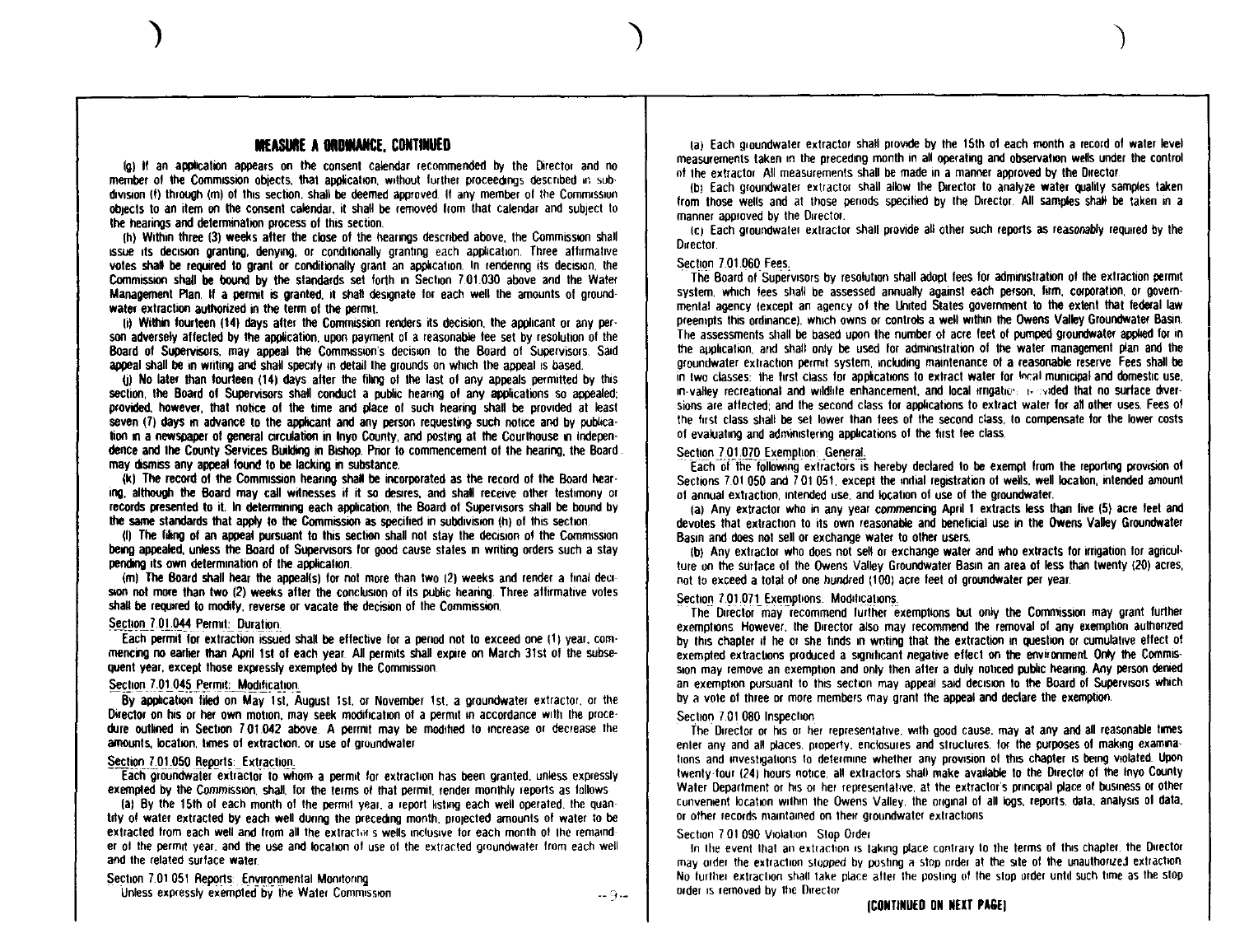## MEASURE A ORDINANCE, CONTINUED

(g) If an application appears on the consent calendar recommended by the Director and no member of the Commission objects, that application, without further proceedings described in subdivision (f) through (m) of this section, shall be deemed approved. If any member of the Commission objects to an item on the consent calendar, it shall be removed from that calendar and subject to the hearings and determination process of this section.

(h) Within three (3) weeks after the close of the hearings described above, the Commission shall issue its decision granting, denying, or conditionally granting each application. Three affirmative votes shall be required to grant or conditionally grant an application. In rendering its decision, the Commission shall be bound by the standards set forth in Section 7.01.030 above and the Water Management Plan. If a permit is granted, it shall designate for each well the amounts of groundwater extraction authorized in the term of the permit.

(i) Within fourteen (14) days after the Commission renders its decision, the applicant or any person adversely affected by the application, upon payment of a reasonable fee set by resolution of the Board of Supervisors, may appeal the Commission's decision to the Board of Supervisors. Said appeal shall be in writing and shall specify in detail the grounds on which the appeal is based.

(j) No later than fourteen (14) days after the filing of the last of any appeals permitted by this section, the Board of Supervisors shall conduct a public hearing of any applications so appealed; provided, however, that notice of the time and place of such hearing shall be provided at least seven (7) days in advance to the applicant and any person requesting such notice and by publication in a newspaper of general circulation in Inyo County, and posting at the Courthouse in Independence and the County Services Building in Bishop. Prior to commencement of the hearing, the Board may dismiss any appeal found to be lacking in substance.

(k) The record of the Commission hearing shall be incorporated as the record of the Board hearing, although the Board may call witnesses if it so desires, and shall receive other testimony or records presented to it. In determining each application, the Board of Supervisors shall be bound by the same standards that apply to the Commission as specified in subdivision (h) of this section.

(l) The filing of an appeal pursuant to this section shall not stay the decision of the Commission being appealed, unless the Board of Supervisors for good cause states in writing orders such a stay pending its own determination of the application.

(m) The Board shall hear the appeal(s) for not more than two (2) weeks and render a final decision not more than two (2) weeks after the conclusion of its public hearing. Three affirmative votes shall be required to modify, reverse or vacate the decision of the Commission.

Section 7.01.044 Permit: Duration.

Each permit for extraction issued shall be effective for a period not to exceed one (1) year, commencing no earlier than April 1st of each year. All permits shall expire on March 31st of the subsequent year, except those expressly exempted by the Commission.

Section 7.01.045 Permit: Modification.

By application filed on May 1st, August 1st, or November 1st, a groundwater extractor, or the Director on his or her own motion, may seek modification of a permit in accordance with the procedure outlined in Section 7.01.042 above. A permit may be modified to increase or decrease the amounts, location, times of extraction, or use of groundwater.

Section 7.01.050 Reports: Extraction.

Each groundwater extractor to whom a permit for extraction has been granted, unless expressly exempted by the Commission, shall, for the terms of that permit, render monthly reports as follows:

(a) By the 15th of each month of the permit year, a report listing each well operated, the quantity of water extracted by each well during the preceding month, projected amounts of water to be extracted from each well and from all the extractor's wells inclusive for each month of the remainder of the permit year, and the use and location of use of the extracted groundwater from each well and the related surface water.

Section 7.01.051 Reports: Environmental Monitoring

Unless expressly exempted by the Water Commission

(a) Each groundwater extractor shall provide by the 15th of each month a record of water level measurements taken in the preceding month in all operating and observation wells under the control of the extractor. All measurements shall be made in a manner approved by the Director.

(b) Each groundwater extractor shall allow the Director to analyze water quality samples taken from those wells and at those periods specified by the Director. All samples shall be taken in a manner approved by the Director.

(c) Each groundwater extractor shall provide all other such reports as reasonably required by the Director.

Section 7.01.060 Fees.

The Board of Supervisors by resolution shall adopt fees for administration of the extraction permit system, which fees shall be assessed annually against each person, firm, corporation, or governmental agency (except an agency of the United States government to the extent that federal law preempts this ordinance), which owns or controls a well within the Owens Valley Groundwater Basin. The assessments shall be based upon the number of acre feet of pumped groundwater applied for in the application, and shall only be used for administration of the water management plan and the groundwater extraction permit system, including maintenance of a reasonable reserve. Fees shall be in two classes: the first class for applications to extract water for local municipal and domestic use, in-valley recreational and wildlife enhancement, and local irrigation provided that no surface diversions are affected; and the second class for applications to extract water for all other uses. Fees of the first class shall be set lower than fees of the second class, to compensate for the lower costs of evaluating and administering applications of the first fee class.

Section 7.01.070 Exemption: General.

Each of the following extractors is hereby declared to be exempt from the reporting provision of Sections 7.01.050 and 7.01.051, except the initial registration of wells, well location, intended amount of annual extraction, intended use, and location of use of the groundwater.

(a) Any extractor who in any year commencing April 1 extracts less than five (5) acre feet and devotes that extraction to its own reasonable and beneficial use in the Owens Valley Groundwater Basin and does not sell or exchange water to other users.

(b) Any extractor who does not sell or exchange water and who extracts for irrigation for agriculture on the surface of the Owens Valley Groundwater Basin an area of less than twenty (20) acres, not to exceed a total of one hundred (100) acre feet of groundwater per year.

Section 7.01.071 Exemptions: Modifications.

The Director may recommend further exemptions but only the Commission may grant further exemptions. However, the Director also may recommend the removal of any exemption authorized by this chapter if he or she finds in writing that the extraction in question or cumulative effect of exempted extractions produced a significant negative effect on the environment. Only the Commission may remove an exemption and only then after a duly noticed public hearing. Any person denied an exemption pursuant to this section may appeal said decision to the Board of Supervisors which by a vote of three or more members may grant the appeal and declare the exemption.

Section 7.01.080 Inspection.

The Director or his or her representative, with good cause, may at any and all reasonable times enter any and all places, property, enclosures and structures, for the purposes of making examinations and investigations to determine whether any provision of this chapter is being violated. Upon twenty-four (24) hours notice, all extractors shall make available to the Director of the Inyo County Water Department or his or her representative, at the extractor's principal place of business or other convenient location within the Owens Valley, the original of all logs, reports, data, analysis of data, or other records maintained on their groundwater extractions.

Section 7.01.090 Violation: Stop Order

In the event that an extraction is taking place contrary to the terms of this chapter, the Director may order the extraction stopped by posting a stop order at the site of the unauthorized extraction. No further extraction shall take place after the posting of the stop order until such time as the stop order is removed by the Director.

**(CONTINUED ON NEXT PAGE)**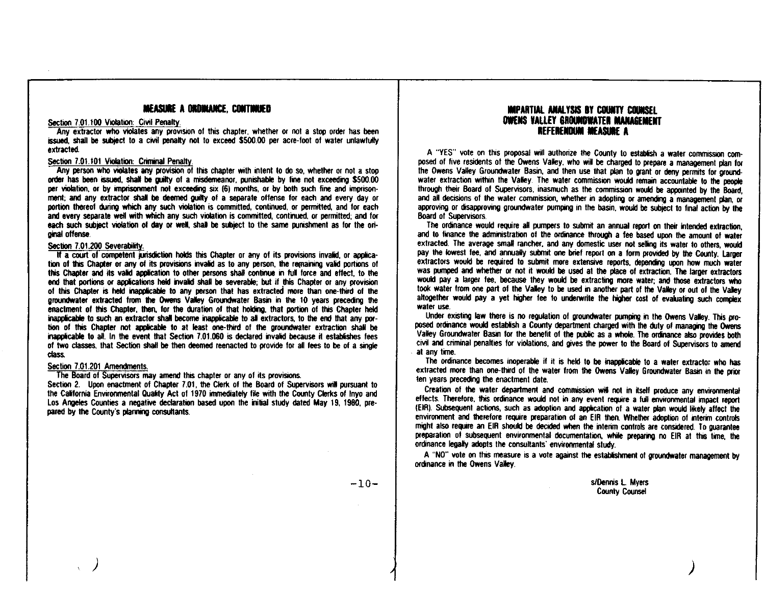## MEASURE A ORDINANCE, CONTINUED

Section 7.01.100 Violation: Civil Penalty.

Any extractor who violates any provision of this chapter, whether or not a stop order has been issued, shall be subject to a civil penalty not to exceed $500.00 per acre-foot of water unlawfully extracted.

Section 7.01.101 Violation: Criminal Penalty.

Any person who violates any provision of this chapter with intent to do so, whether or not a stop order has been issued, shall be guilty of a misdemeanor, punishable by fine not exceeding $500.00 per violation, or by imprisonment not exceeding six (6) months, or by both such fine and imprisonment; and any extractor shall be deemed guilty of a separate offense for each and every day or portion thereof during which any such violation is committed, continued, or permitted, and for each and every separate well with which any such violation is committed, continued, or permitted; and for each such subject violation of day or well, shall be subject to the same punishment as for the original offense.

Section 7.01.200 Severability.

If a court of competent jurisdiction holds this Chapter or any of its provisions invalid, or application of this Chapter or any of its provisions invalid as to any person, the remaining valid portions of this Chapter and its valid application to other persons shall continue in full force and effect, to the end that portions or applications held invalid shall be severable; but if this Chapter or any provision of this Chapter is held inapplicable to any person that has extracted more than one-third of the groundwater extracted from the Owens Valley Groundwater Basin in the 10 years preceding the enactment of this Chapter, then, for the duration of that holding, that portion of this Chapter held inapplicable to such an extractor shall become inapplicable to all extractors, to the end that any portion of this Chapter not applicable to at least one-third of the groundwater extraction shall be inapplicable to all. In the event that Section 7.01.060 is declared invalid because it establishes fees of two classes, that Section shall be then deemed reenacted to provide for all fees to be of a single class.

Section 7.01.201 Amendments.

The Board of Supervisors may amend this chapter or any of its provisions.

Section 2. Upon enactment of Chapter 7.01, the Clerk of the Board of Supervisors will pursuant to the California Environmental Quality Act of 1970 immediately file with the County Clerks of Inyo and Los Angeles Counties a negative declaration based upon the initial study dated May 19, 1980, prepared by the County's planning consultants.

## IMPARTIAL ANALYSIS BY COUNTY COUNSEL
## OWENS VALLEY GROUNDWATER MANAGEMENT
## REFERENDUM MEASURE A

A "YES" vote on this proposal will authorize the County to establish a water commission composed of five residents of the Owens Valley, who will be charged to prepare a management plan for the Owens Valley Groundwater Basin, and then use that plan to grant or deny permits for groundwater extraction within the Valley. The water commission would remain accountable to the people through their Board of Supervisors, inasmuch as the commission would be appointed by the Board, and all decisions of the water commission, whether in adopting or amending a management plan, or approving or disapproving groundwater pumping in the basin, would be subject to final action by the Board of Supervisors.

The ordinance would require all pumpers to submit an annual report on their intended extraction, and to finance the administration of the ordinance through a fee based upon the amount of water extracted. The average small rancher, and any domestic user not selling its water to others, would pay the lowest fee, and annually submit one brief report on a form provided by the County. Larger extractors would be required to submit more extensive reports, depending upon how much water was pumped and whether or not it would be used at the place of extraction. The larger extractors would pay a larger fee, because they would be extracting more water; and those extractors who took water from one part of the Valley to be used in another part of the Valley or out of the Valley altogether would pay a yet higher fee to underwrite the higher cost of evaluating such complex water use.

Under existing law there is no regulation of groundwater pumping in the Owens Valley. This proposed ordinance would establish a County department charged with the duty of managing the Owens Valley Groundwater Basin for the benefit of the public as a whole. The ordinance also provides both civil and criminal penalties for violations, and gives the power to the Board of Supervisors to amend at any time.

The ordinance becomes inoperable if it is held to be inapplicable to a water extractor who has extracted more than one-third of the water from the Owens Valley Groundwater Basin in the prior ten years preceding the enactment date.

Creation of the water department and commission will not in itself produce any environmental effects. Therefore, this ordinance would not in any event require a full environmental impact report (EIR). Subsequent actions, such as adoption and application of a water plan would likely affect the environment and therefore require preparation of an EIR then. Whether adoption of interim controls might also require an EIR should be decided when the interim controls are considered. To guarantee preparation of subsequent environmental documentation, while preparing no EIR at this time, the ordinance legally adopts the consultants' environmental study.

A "NO" vote on this measure is a vote against the establishment of groundwater management by ordinance in the Owens Valley.

s/Dennis L. Myers
County Counsel